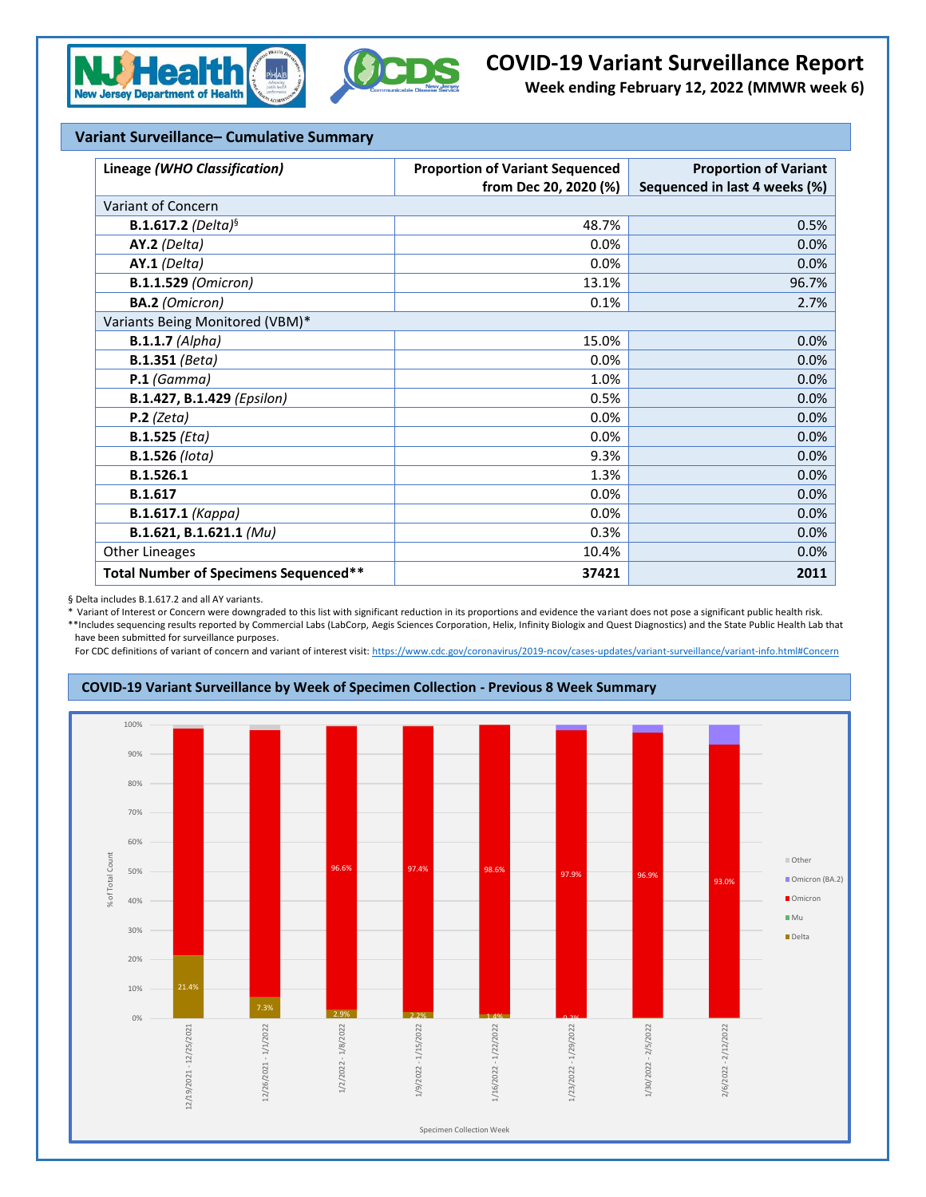# COVID-19 Variant Surveillance Report

**Week ending February 12, 2022 (MMWR week 6)**

## Variant Surveillance– Cumulative Summary

| Lineage *(WHO Classification)* | Proportion of Variant Sequenced from Dec 20, 2020 (%) | Proportion of Variant Sequenced in last 4 weeks (%) |
|---|---|---|
| Variant of Concern | | |
| **B.1.617.2** *(Delta)*§ | 48.7% | 0.5% |
| **AY.2** *(Delta)* | 0.0% | 0.0% |
| **AY.1** *(Delta)* | 0.0% | 0.0% |
| **B.1.1.529** *(Omicron)* | 13.1% | 96.7% |
| **BA.2** *(Omicron)* | 0.1% | 2.7% |
| Variants Being Monitored (VBM)* | | |
| **B.1.1.7** *(Alpha)* | 15.0% | 0.0% |
| **B.1.351** *(Beta)* | 0.0% | 0.0% |
| **P.1** *(Gamma)* | 1.0% | 0.0% |
| **B.1.427, B.1.429** *(Epsilon)* | 0.5% | 0.0% |
| **P.2** *(Zeta)* | 0.0% | 0.0% |
| **B.1.525** *(Eta)* | 0.0% | 0.0% |
| **B.1.526** *(Iota)* | 9.3% | 0.0% |
| **B.1.526.1** | 1.3% | 0.0% |
| **B.1.617** | 0.0% | 0.0% |
| **B.1.617.1** *(Kappa)* | 0.0% | 0.0% |
| **B.1.621, B.1.621.1** *(Mu)* | 0.3% | 0.0% |
| Other Lineages | 10.4% | 0.0% |
| **Total Number of Specimens Sequenced**** | **37421** | **2011** |

§ Delta includes B.1.617.2 and all AY variants.

\* Variant of Interest or Concern were downgraded to this list with significant reduction in its proportions and evidence the variant does not pose a significant public health risk.

**Includes sequencing results reported by Commercial Labs (LabCorp, Aegis Sciences Corporation, Helix, Infinity Biologix and Quest Diagnostics) and the State Public Health Lab that have been submitted for surveillance purposes.

For CDC definitions of variant of concern and variant of interest visit: https://www.cdc.gov/coronavirus/2019-ncov/cases-updates/variant-surveillance/variant-info.html#Concern

## COVID-19 Variant Surveillance by Week of Specimen Collection - Previous 8 Week Summary

| Specimen Collection Week | Delta | Omicron |
|---|---|---|
| 12/19/2021 - 12/25/2021 | 21.4% | |
| 12/26/2021 - 1/1/2022 | 7.3% | |
| 1/2/2022 - 1/8/2022 | 2.9% | 96.6% |
| 1/9/2022 - 1/15/2022 | 2.2% | 97.4% |
| 1/16/2022 - 1/22/2022 | 1.4% | 98.6% |
| 1/23/2022 - 1/29/2022 | 0.2% | 97.9% |
| 1/30/2022 - 2/5/2022 | | 96.9% |
| 2/6/2022 - 2/12/2022 | | 93.0% |

Legend: Other, Omicron (BA.2), Omicron, Mu, Delta

Y-axis: % of Total Count

X-axis: Specimen Collection Week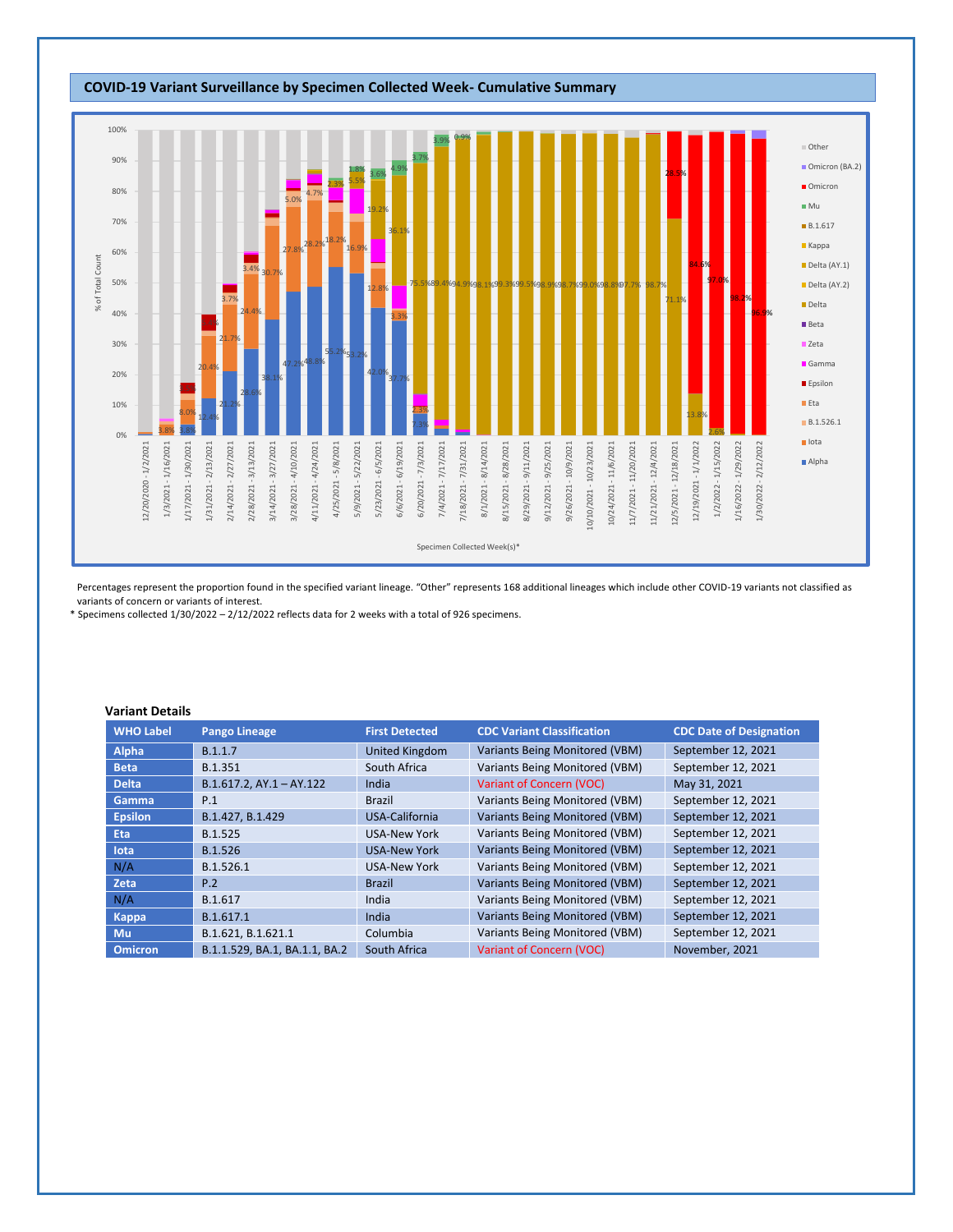## COVID-19 Variant Surveillance by Specimen Collected Week- Cumulative Summary

Percentages represent the proportion found in the specified variant lineage. "Other" represents 168 additional lineages which include other COVID-19 variants not classified as variants of concern or variants of interest.

\* Specimens collected 1/30/2022 – 2/12/2022 reflects data for 2 weeks with a total of 926 specimens.

### Variant Details

| WHO Label | Pango Lineage | First Detected | CDC Variant Classification | CDC Date of Designation |
|---|---|---|---|---|
| Alpha | B.1.1.7 | United Kingdom | Variants Being Monitored (VBM) | September 12, 2021 |
| Beta | B.1.351 | South Africa | Variants Being Monitored (VBM) | September 12, 2021 |
| Delta | B.1.617.2, AY.1 – AY.122 | India | Variant of Concern (VOC) | May 31, 2021 |
| Gamma | P.1 | Brazil | Variants Being Monitored (VBM) | September 12, 2021 |
| Epsilon | B.1.427, B.1.429 | USA-California | Variants Being Monitored (VBM) | September 12, 2021 |
| Eta | B.1.525 | USA-New York | Variants Being Monitored (VBM) | September 12, 2021 |
| Iota | B.1.526 | USA-New York | Variants Being Monitored (VBM) | September 12, 2021 |
| N/A | B.1.526.1 | USA-New York | Variants Being Monitored (VBM) | September 12, 2021 |
| Zeta | P.2 | Brazil | Variants Being Monitored (VBM) | September 12, 2021 |
| N/A | B.1.617 | India | Variants Being Monitored (VBM) | September 12, 2021 |
| Kappa | B.1.617.1 | India | Variants Being Monitored (VBM) | September 12, 2021 |
| Mu | B.1.621, B.1.621.1 | Columbia | Variants Being Monitored (VBM) | September 12, 2021 |
| Omicron | B.1.1.529, BA.1, BA.1.1, BA.2 | South Africa | Variant of Concern (VOC) | November, 2021 |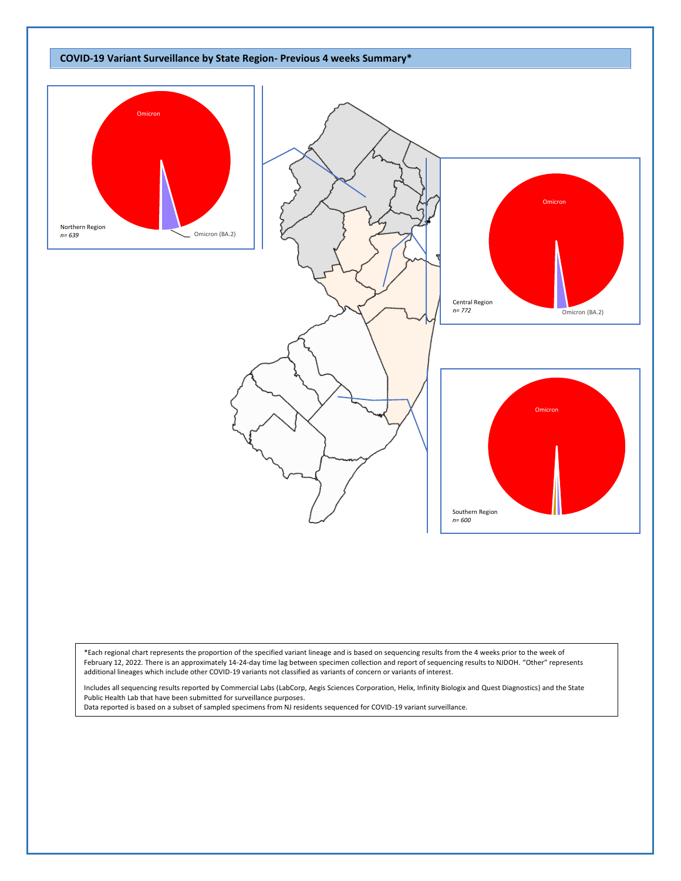## COVID-19 Variant Surveillance by State Region- Previous 4 weeks Summary*

Omicron

Northern Region
*n= 639*

Omicron (BA.2)

Omicron

Central Region
*n= 772*

Omicron (BA.2)

Omicron

Southern Region
*n= 600*

*Each regional chart represents the proportion of the specified variant lineage and is based on sequencing results from the 4 weeks prior to the week of February 12, 2022. There is an approximately 14-24-day time lag between specimen collection and report of sequencing results to NJDOH. "Other" represents additional lineages which include other COVID-19 variants not classified as variants of concern or variants of interest.

Includes all sequencing results reported by Commercial Labs (LabCorp, Aegis Sciences Corporation, Helix, Infinity Biologix and Quest Diagnostics) and the State Public Health Lab that have been submitted for surveillance purposes.
Data reported is based on a subset of sampled specimens from NJ residents sequenced for COVID-19 variant surveillance.